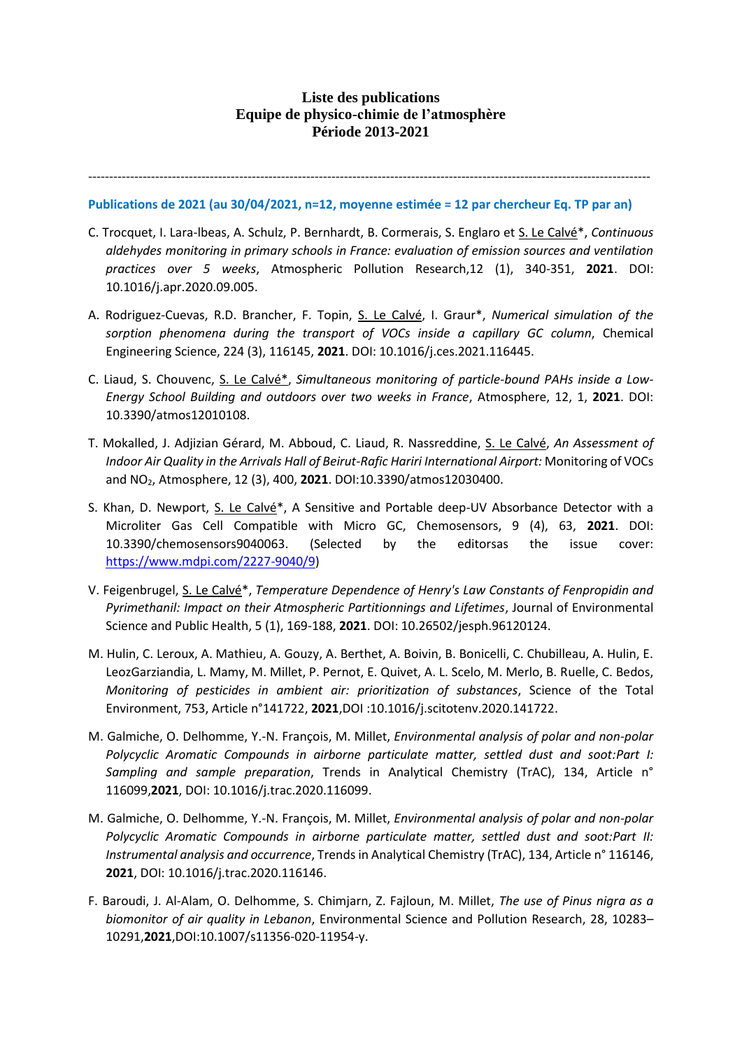# Liste des publications
## Equipe de physico-chimie de l'atmosphère
## Période 2013-2021

---------------------------------------------------------------------------------------------------------------------------------------

**Publications de 2021 (au 30/04/2021, n=12, moyenne estimée = 12 par chercheur Eq. TP par an)**

C. Trocquet, I. Lara-lbeas, A. Schulz, P. Bernhardt, B. Cormerais, S. Englaro et S. Le Calvé*, *Continuous aldehydes monitoring in primary schools in France: evaluation of emission sources and ventilation practices over 5 weeks*, Atmospheric Pollution Research,12 (1), 340-351, **2021**. DOI: 10.1016/j.apr.2020.09.005.

A. Rodriguez-Cuevas, R.D. Brancher, F. Topin, S. Le Calvé, I. Graur*, *Numerical simulation of the sorption phenomena during the transport of VOCs inside a capillary GC column*, Chemical Engineering Science, 224 (3), 116145, **2021**. DOI: 10.1016/j.ces.2021.116445.

C. Liaud, S. Chouvenc, S. Le Calvé*, *Simultaneous monitoring of particle-bound PAHs inside a Low-Energy School Building and outdoors over two weeks in France*, Atmosphere, 12, 1, **2021**. DOI: 10.3390/atmos12010108.

T. Mokalled, J. Adjizian Gérard, M. Abboud, C. Liaud, R. Nassreddine, S. Le Calvé, *An Assessment of Indoor Air Quality in the Arrivals Hall of Beirut-Rafic Hariri International Airport:* Monitoring of VOCs and $NO_2$, Atmosphere, 12 (3), 400, **2021**. DOI:10.3390/atmos12030400.

S. Khan, D. Newport, S. Le Calvé*, A Sensitive and Portable deep-UV Absorbance Detector with a Microliter Gas Cell Compatible with Micro GC, Chemosensors, 9 (4), 63, **2021**. DOI: 10.3390/chemosensors9040063. (Selected by the editorsas the issue cover: https://www.mdpi.com/2227-9040/9)

V. Feigenbrugel, S. Le Calvé*, *Temperature Dependence of Henry's Law Constants of Fenpropidin and Pyrimethanil: Impact on their Atmospheric Partitionnings and Lifetimes*, Journal of Environmental Science and Public Health, 5 (1), 169-188, **2021**. DOI: 10.26502/jesph.96120124.

M. Hulin, C. Leroux, A. Mathieu, A. Gouzy, A. Berthet, A. Boivin, B. Bonicelli, C. Chubilleau, A. Hulin, E. LeozGarziandia, L. Mamy, M. Millet, P. Pernot, E. Quivet, A. L. Scelo, M. Merlo, B. Ruelle, C. Bedos, *Monitoring of pesticides in ambient air: prioritization of substances*, Science of the Total Environment, 753, Article n°141722, **2021**,DOI :10.1016/j.scitotenv.2020.141722.

M. Galmiche, O. Delhomme, Y.-N. François, M. Millet, *Environmental analysis of polar and non-polar Polycyclic Aromatic Compounds in airborne particulate matter, settled dust and soot:Part I: Sampling and sample preparation*, Trends in Analytical Chemistry (TrAC), 134, Article n° 116099,**2021**, DOI: 10.1016/j.trac.2020.116099.

M. Galmiche, O. Delhomme, Y.-N. François, M. Millet, *Environmental analysis of polar and non-polar Polycyclic Aromatic Compounds in airborne particulate matter, settled dust and soot:Part II: Instrumental analysis and occurrence*, Trends in Analytical Chemistry (TrAC), 134, Article n° 116146, **2021**, DOI: 10.1016/j.trac.2020.116146.

F. Baroudi, J. Al-Alam, O. Delhomme, S. Chimjarn, Z. Fajloun, M. Millet, *The use of Pinus nigra as a biomonitor of air quality in Lebanon*, Environmental Science and Pollution Research, 28, 10283–10291,**2021**,DOI:10.1007/s11356-020-11954-y.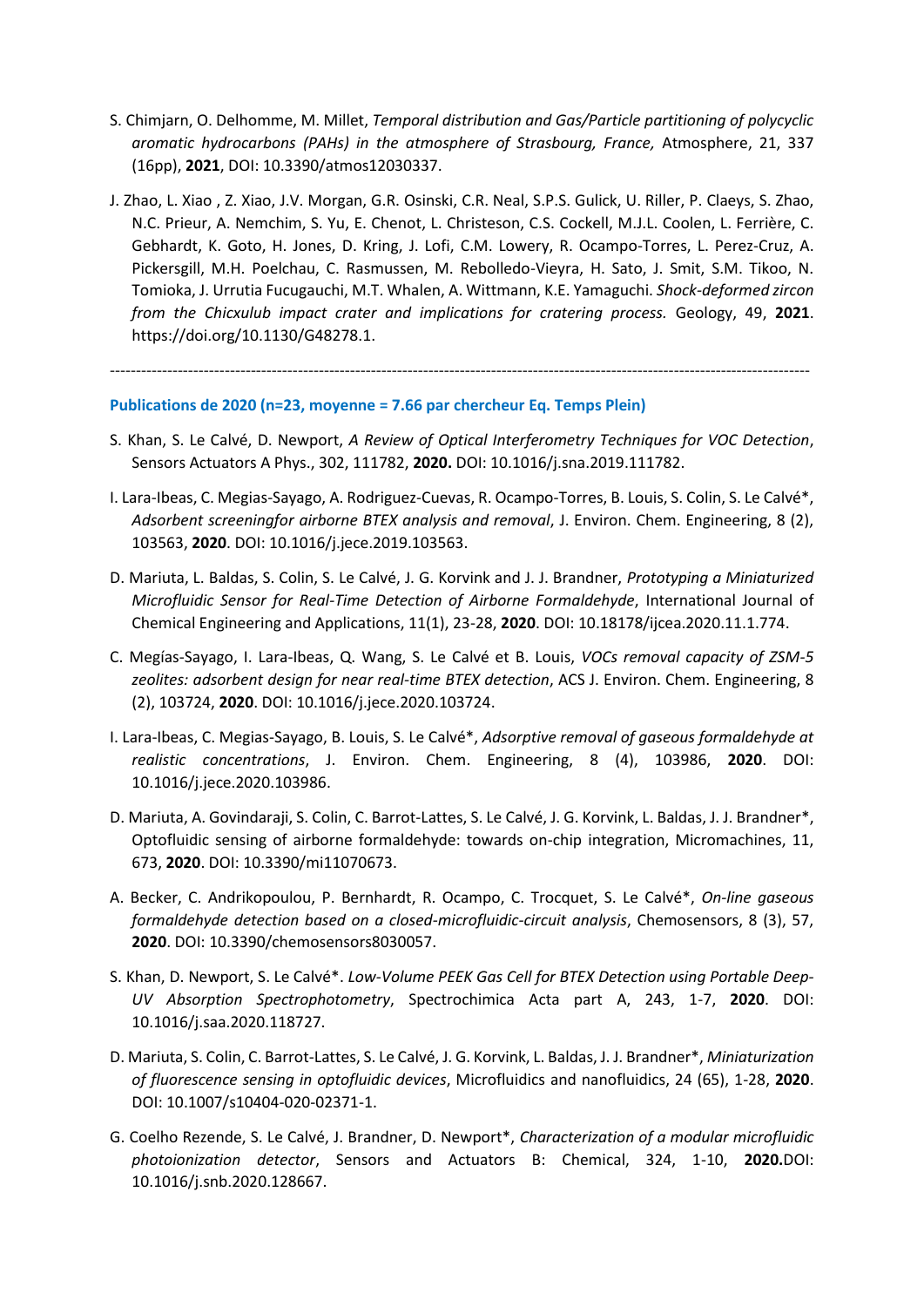- S. Chimjarn, O. Delhomme, M. Millet, *Temporal distribution and Gas/Particle partitioning of polycyclic aromatic hydrocarbons (PAHs) in the atmosphere of Strasbourg, France,* Atmosphere, 21, 337 (16pp), **2021**, DOI: 10.3390/atmos12030337.
- J. Zhao, L. Xiao , Z. Xiao, J.V. Morgan, G.R. Osinski, C.R. Neal, S.P.S. Gulick, U. Riller, P. Claeys, S. Zhao, N.C. Prieur, A. Nemchim, S. Yu, E. Chenot, L. Christeson, C.S. Cockell, M.J.L. Coolen, L. Ferrière, C. Gebhardt, K. Goto, H. Jones, D. Kring, J. Lofi, C.M. Lowery, R. Ocampo-Torres, L. Perez-Cruz, A. Pickersgill, M.H. Poelchau, C. Rasmussen, M. Rebolledo-Vieyra, H. Sato, J. Smit, S.M. Tikoo, N. Tomioka, J. Urrutia Fucugauchi, M.T. Whalen, A. Wittmann, K.E. Yamaguchi. *Shock-deformed zircon from the Chicxulub impact crater and implications for cratering process.* Geology, 49, **2021**. https://doi.org/10.1130/G48278.1.

---

### Publications de 2020 (n=23, moyenne = 7.66 par chercheur Eq. Temps Plein)

- S. Khan, S. Le Calvé, D. Newport, *A Review of Optical Interferometry Techniques for VOC Detection*, Sensors Actuators A Phys., 302, 111782, **2020.** DOI: 10.1016/j.sna.2019.111782.
- I. Lara-Ibeas, C. Megias-Sayago, A. Rodriguez-Cuevas, R. Ocampo-Torres, B. Louis, S. Colin, S. Le Calvé*, *Adsorbent screeningfor airborne BTEX analysis and removal*, J. Environ. Chem. Engineering, 8 (2), 103563, **2020**. DOI: 10.1016/j.jece.2019.103563.
- D. Mariuta, L. Baldas, S. Colin, S. Le Calvé, J. G. Korvink and J. J. Brandner, *Prototyping a Miniaturized Microfluidic Sensor for Real-Time Detection of Airborne Formaldehyde*, International Journal of Chemical Engineering and Applications, 11(1), 23-28, **2020**. DOI: 10.18178/ijcea.2020.11.1.774.
- C. Megías-Sayago, I. Lara-Ibeas, Q. Wang, S. Le Calvé et B. Louis, *VOCs removal capacity of ZSM-5 zeolites: adsorbent design for near real-time BTEX detection*, ACS J. Environ. Chem. Engineering, 8 (2), 103724, **2020**. DOI: 10.1016/j.jece.2020.103724.
- I. Lara-Ibeas, C. Megias-Sayago, B. Louis, S. Le Calvé*, *Adsorptive removal of gaseous formaldehyde at realistic concentrations*, J. Environ. Chem. Engineering, 8 (4), 103986, **2020**. DOI: 10.1016/j.jece.2020.103986.
- D. Mariuta, A. Govindaraji, S. Colin, C. Barrot-Lattes, S. Le Calvé, J. G. Korvink, L. Baldas, J. J. Brandner*, Optofluidic sensing of airborne formaldehyde: towards on-chip integration, Micromachines, 11, 673, **2020**. DOI: 10.3390/mi11070673.
- A. Becker, C. Andrikopoulou, P. Bernhardt, R. Ocampo, C. Trocquet, S. Le Calvé*, *On-line gaseous formaldehyde detection based on a closed-microfluidic-circuit analysis*, Chemosensors, 8 (3), 57, **2020**. DOI: 10.3390/chemosensors8030057.
- S. Khan, D. Newport, S. Le Calvé*. *Low-Volume PEEK Gas Cell for BTEX Detection using Portable Deep-UV Absorption Spectrophotometry*, Spectrochimica Acta part A, 243, 1-7, **2020**. DOI: 10.1016/j.saa.2020.118727.
- D. Mariuta, S. Colin, C. Barrot-Lattes, S. Le Calvé, J. G. Korvink, L. Baldas, J. J. Brandner*, *Miniaturization of fluorescence sensing in optofluidic devices*, Microfluidics and nanofluidics, 24 (65), 1-28, **2020**. DOI: 10.1007/s10404-020-02371-1.
- G. Coelho Rezende, S. Le Calvé, J. Brandner, D. Newport*, *Characterization of a modular microfluidic photoionization detector*, Sensors and Actuators B: Chemical, 324, 1-10, **2020.**DOI: 10.1016/j.snb.2020.128667.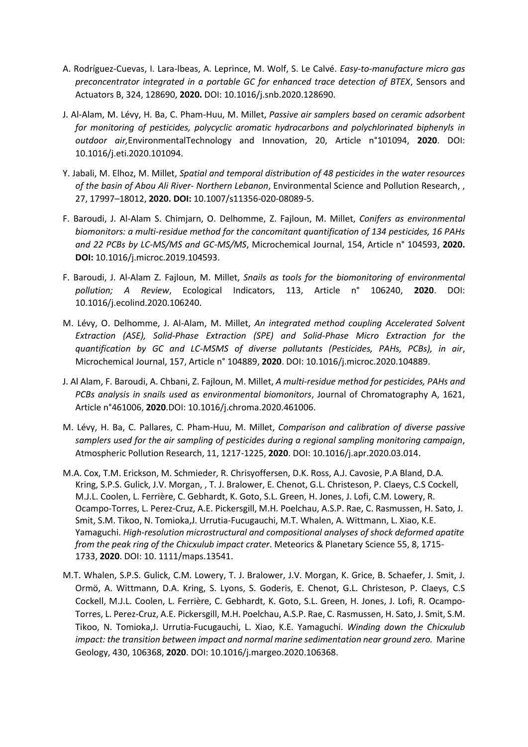A. Rodríguez-Cuevas, I. Lara-Ibeas, A. Leprince, M. Wolf, S. Le Calvé. *Easy-to-manufacture micro gas preconcentrator integrated in a portable GC for enhanced trace detection of BTEX*, Sensors and Actuators B, 324, 128690, **2020.** DOI: 10.1016/j.snb.2020.128690.

J. Al-Alam, M. Lévy, H. Ba, C. Pham-Huu, M. Millet, *Passive air samplers based on ceramic adsorbent for monitoring of pesticides, polycyclic aromatic hydrocarbons and polychlorinated biphenyls in outdoor air,*EnvironmentalTechnology and Innovation, 20, Article n°101094, **2020**. DOI: 10.1016/j.eti.2020.101094.

Y. Jabali, M. Elhoz, M. Millet, *Spatial and temporal distribution of 48 pesticides in the water resources of the basin of Abou Ali River- Northern Lebanon*, Environmental Science and Pollution Research, , 27, 17997–18012, **2020. DOI:** 10.1007/s11356-020-08089-5.

F. Baroudi, J. Al-Alam S. Chimjarn, O. Delhomme, Z. Fajloun, M. Millet, *Conifers as environmental biomonitors: a multi-residue method for the concomitant quantification of 134 pesticides, 16 PAHs and 22 PCBs by LC-MS/MS and GC-MS/MS*, Microchemical Journal, 154, Article n° 104593, **2020. DOI:** 10.1016/j.microc.2019.104593.

F. Baroudi, J. Al-Alam Z. Fajloun, M. Millet, *Snails as tools for the biomonitoring of environmental pollution; A Review*, Ecological Indicators, 113, Article n° 106240, **2020**. DOI: 10.1016/j.ecolind.2020.106240.

M. Lévy, O. Delhomme, J. Al-Alam, M. Millet, *An integrated method coupling Accelerated Solvent Extraction (ASE), Solid-Phase Extraction (SPE) and Solid-Phase Micro Extraction for the quantification by GC and LC-MSMS of diverse pollutants (Pesticides, PAHs, PCBs), in air*, Microchemical Journal, 157, Article n° 104889, **2020**. DOI: 10.1016/j.microc.2020.104889.

J. Al Alam, F. Baroudi, A. Chbani, Z. Fajloun, M. Millet, *A multi-residue method for pesticides, PAHs and PCBs analysis in snails used as environmental biomonitors*, Journal of Chromatography A, 1621, Article n°461006, **2020**.DOI: 10.1016/j.chroma.2020.461006.

M. Lévy, H. Ba, C. Pallares, C. Pham-Huu, M. Millet, *Comparison and calibration of diverse passive samplers used for the air sampling of pesticides during a regional sampling monitoring campaign*, Atmospheric Pollution Research, 11, 1217-1225, **2020**. DOI: 10.1016/j.apr.2020.03.014.

M.A. Cox, T.M. Erickson, M. Schmieder, R. Chrisyoffersen, D.K. Ross, A.J. Cavosie, P.A Bland, D.A. Kring, S.P.S. Gulick, J.V. Morgan, , T. J. Bralower, E. Chenot, G.L. Christeson, P. Claeys, C.S Cockell, M.J.L. Coolen, L. Ferrière, C. Gebhardt, K. Goto, S.L. Green, H. Jones, J. Lofi, C.M. Lowery, R. Ocampo-Torres, L. Perez-Cruz, A.E. Pickersgill, M.H. Poelchau, A.S.P. Rae, C. Rasmussen, H. Sato, J. Smit, S.M. Tikoo, N. Tomioka,J. Urrutia-Fucugauchi, M.T. Whalen, A. Wittmann, L. Xiao, K.E. Yamaguchi. *High-resolution microstructural and compositional analyses of shock deformed apatite from the peak ring of the Chicxulub impact crater*. Meteorics & Planetary Science 55, 8, 1715-1733, **2020**. DOI: 10. 1111/maps.13541.

M.T. Whalen, S.P.S. Gulick, C.M. Lowery, T. J. Bralower, J.V. Morgan, K. Grice, B. Schaefer, J. Smit, J. Ormö, A. Wittmann, D.A. Kring, S. Lyons, S. Goderis, E. Chenot, G.L. Christeson, P. Claeys, C.S Cockell, M.J.L. Coolen, L. Ferrière, C. Gebhardt, K. Goto, S.L. Green, H. Jones, J. Lofi, R. Ocampo-Torres, L. Perez-Cruz, A.E. Pickersgill, M.H. Poelchau, A.S.P. Rae, C. Rasmussen, H. Sato, J. Smit, S.M. Tikoo, N. Tomioka,J. Urrutia-Fucugauchi, L. Xiao, K.E. Yamaguchi. *Winding down the Chicxulub impact: the transition between impact and normal marine sedimentation near ground zero.* Marine Geology, 430, 106368, **2020**. DOI: 10.1016/j.margeo.2020.106368.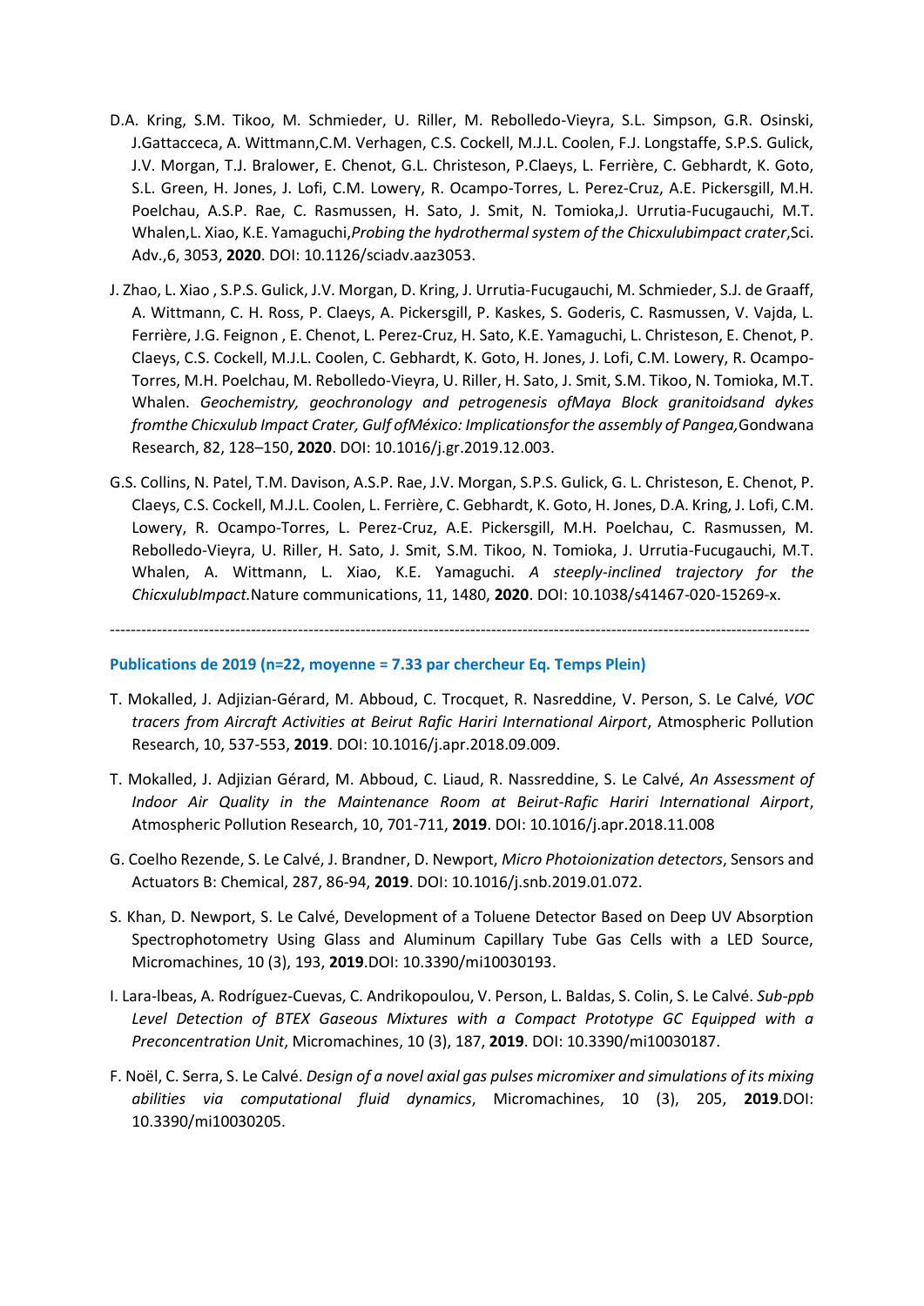D.A. Kring, S.M. Tikoo, M. Schmieder, U. Riller, M. Rebolledo-Vieyra, S.L. Simpson, G.R. Osinski, J.Gattacceca, A. Wittmann,C.M. Verhagen, C.S. Cockell, M.J.L. Coolen, F.J. Longstaffe, S.P.S. Gulick, J.V. Morgan, T.J. Bralower, E. Chenot, G.L. Christeson, P.Claeys, L. Ferrière, C. Gebhardt, K. Goto, S.L. Green, H. Jones, J. Lofi, C.M. Lowery, R. Ocampo-Torres, L. Perez-Cruz, A.E. Pickersgill, M.H. Poelchau, A.S.P. Rae, C. Rasmussen, H. Sato, J. Smit, N. Tomioka,J. Urrutia-Fucugauchi, M.T. Whalen,L. Xiao, K.E. Yamaguchi,*Probing the hydrothermal system of the Chicxulubimpact crater*,Sci. Adv.,6, 3053, **2020**. DOI: 10.1126/sciadv.aaz3053.

J. Zhao, L. Xiao , S.P.S. Gulick, J.V. Morgan, D. Kring, J. Urrutia-Fucugauchi, M. Schmieder, S.J. de Graaff, A. Wittmann, C. H. Ross, P. Claeys, A. Pickersgill, P. Kaskes, S. Goderis, C. Rasmussen, V. Vajda, L. Ferrière, J.G. Feignon , E. Chenot, L. Perez-Cruz, H. Sato, K.E. Yamaguchi, L. Christeson, E. Chenot, P. Claeys, C.S. Cockell, M.J.L. Coolen, C. Gebhardt, K. Goto, H. Jones, J. Lofi, C.M. Lowery, R. Ocampo-Torres, M.H. Poelchau, M. Rebolledo-Vieyra, U. Riller, H. Sato, J. Smit, S.M. Tikoo, N. Tomioka, M.T. Whalen. *Geochemistry, geochronology and petrogenesis ofMaya Block granitoidsand dykes fromthe Chicxulub Impact Crater, Gulf ofMéxico: Implicationsfor the assembly of Pangea,*Gondwana Research, 82, 128–150, **2020**. DOI: 10.1016/j.gr.2019.12.003.

G.S. Collins, N. Patel, T.M. Davison, A.S.P. Rae, J.V. Morgan, S.P.S. Gulick, G. L. Christeson, E. Chenot, P. Claeys, C.S. Cockell, M.J.L. Coolen, L. Ferrière, C. Gebhardt, K. Goto, H. Jones, D.A. Kring, J. Lofi, C.M. Lowery, R. Ocampo-Torres, L. Perez-Cruz, A.E. Pickersgill, M.H. Poelchau, C. Rasmussen, M. Rebolledo-Vieyra, U. Riller, H. Sato, J. Smit, S.M. Tikoo, N. Tomioka, J. Urrutia-Fucugauchi, M.T. Whalen, A. Wittmann, L. Xiao, K.E. Yamaguchi. *A steeply-inclined trajectory for the ChicxulubImpact.*Nature communications, 11, 1480, **2020**. DOI: 10.1038/s41467-020-15269-x.

---

### Publications de 2019 (n=22, moyenne = 7.33 par chercheur Eq. Temps Plein)

T. Mokalled, J. Adjizian-Gérard, M. Abboud, C. Trocquet, R. Nasreddine, V. Person, S. Le Calvé, *VOC tracers from Aircraft Activities at Beirut Rafic Hariri International Airport*, Atmospheric Pollution Research, 10, 537-553, **2019**. DOI: 10.1016/j.apr.2018.09.009.

T. Mokalled, J. Adjizian Gérard, M. Abboud, C. Liaud, R. Nassreddine, S. Le Calvé, *An Assessment of Indoor Air Quality in the Maintenance Room at Beirut-Rafic Hariri International Airport*, Atmospheric Pollution Research, 10, 701-711, **2019**. DOI: 10.1016/j.apr.2018.11.008

G. Coelho Rezende, S. Le Calvé, J. Brandner, D. Newport, *Micro Photoionization detectors*, Sensors and Actuators B: Chemical, 287, 86-94, **2019**. DOI: 10.1016/j.snb.2019.01.072.

S. Khan, D. Newport, S. Le Calvé, Development of a Toluene Detector Based on Deep UV Absorption Spectrophotometry Using Glass and Aluminum Capillary Tube Gas Cells with a LED Source, Micromachines, 10 (3), 193, **2019**.DOI: 10.3390/mi10030193.

I. Lara-Ibeas, A. Rodríguez-Cuevas, C. Andrikopoulou, V. Person, L. Baldas, S. Colin, S. Le Calvé. *Sub-ppb Level Detection of BTEX Gaseous Mixtures with a Compact Prototype GC Equipped with a Preconcentration Unit*, Micromachines, 10 (3), 187, **2019**. DOI: 10.3390/mi10030187.

F. Noël, C. Serra, S. Le Calvé. *Design of a novel axial gas pulses micromixer and simulations of its mixing abilities via computational fluid dynamics*, Micromachines, 10 (3), 205, **2019**.DOI: 10.3390/mi10030205.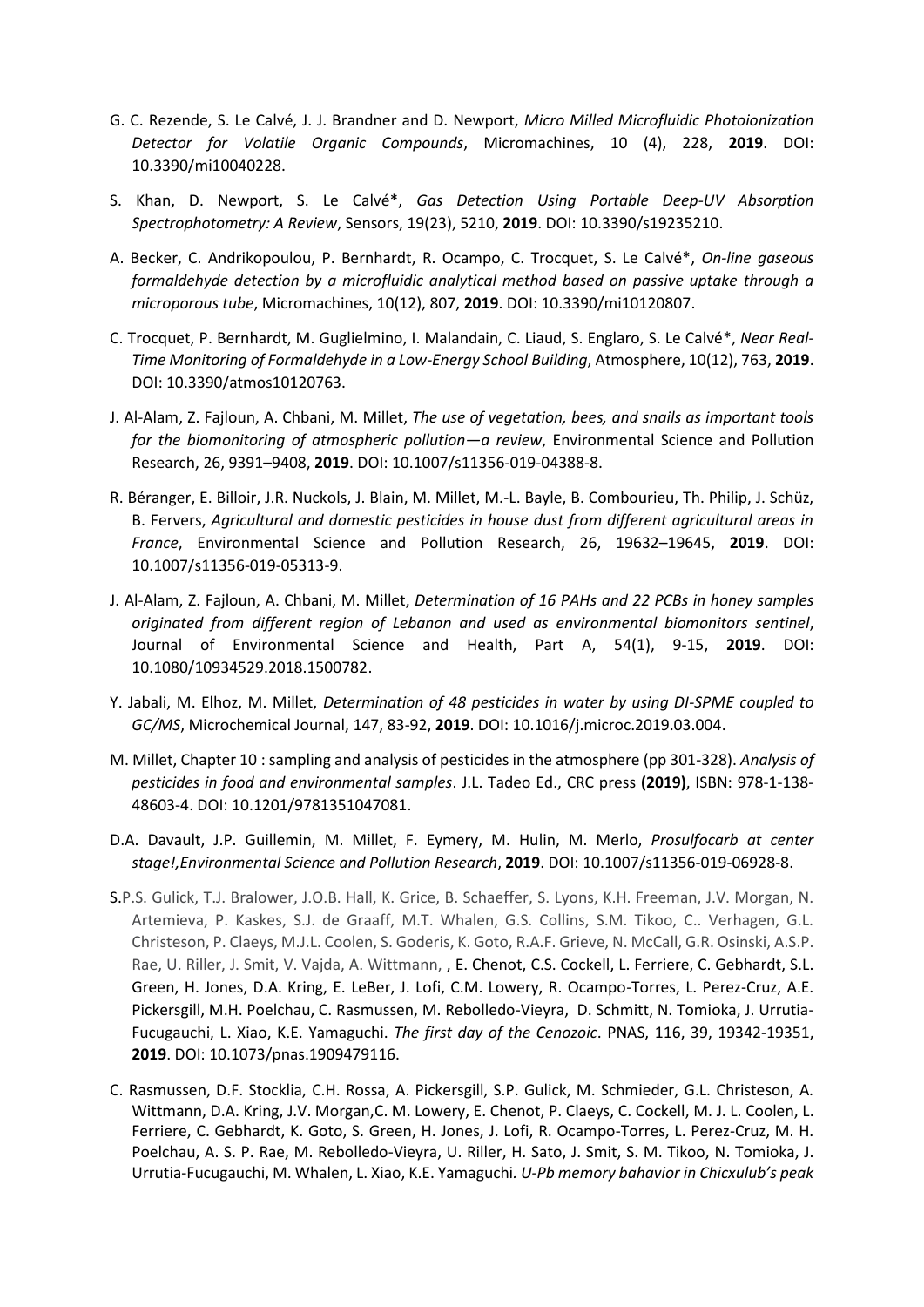G. C. Rezende, S. Le Calvé, J. J. Brandner and D. Newport, *Micro Milled Microfluidic Photoionization Detector for Volatile Organic Compounds*, Micromachines, 10 (4), 228, **2019**. DOI: 10.3390/mi10040228.

S. Khan, D. Newport, S. Le Calvé*, *Gas Detection Using Portable Deep-UV Absorption Spectrophotometry: A Review*, Sensors, 19(23), 5210, **2019**. DOI: 10.3390/s19235210.

A. Becker, C. Andrikopoulou, P. Bernhardt, R. Ocampo, C. Trocquet, S. Le Calvé*, *On-line gaseous formaldehyde detection by a microfluidic analytical method based on passive uptake through a microporous tube*, Micromachines, 10(12), 807, **2019**. DOI: 10.3390/mi10120807.

C. Trocquet, P. Bernhardt, M. Guglielmino, I. Malandain, C. Liaud, S. Englaro, S. Le Calvé*, *Near Real-Time Monitoring of Formaldehyde in a Low-Energy School Building*, Atmosphere, 10(12), 763, **2019**. DOI: 10.3390/atmos10120763.

J. Al-Alam, Z. Fajloun, A. Chbani, M. Millet, *The use of vegetation, bees, and snails as important tools for the biomonitoring of atmospheric pollution—a review*, Environmental Science and Pollution Research, 26, 9391–9408, **2019**. DOI: 10.1007/s11356-019-04388-8.

R. Béranger, E. Billoir, J.R. Nuckols, J. Blain, M. Millet, M.-L. Bayle, B. Combourieu, Th. Philip, J. Schüz, B. Fervers, *Agricultural and domestic pesticides in house dust from different agricultural areas in France*, Environmental Science and Pollution Research, 26, 19632–19645, **2019**. DOI: 10.1007/s11356-019-05313-9.

J. Al-Alam, Z. Fajloun, A. Chbani, M. Millet, *Determination of 16 PAHs and 22 PCBs in honey samples originated from different region of Lebanon and used as environmental biomonitors sentinel*, Journal of Environmental Science and Health, Part A, 54(1), 9-15, **2019**. DOI: 10.1080/10934529.2018.1500782.

Y. Jabali, M. Elhoz, M. Millet, *Determination of 48 pesticides in water by using DI-SPME coupled to GC/MS*, Microchemical Journal, 147, 83-92, **2019**. DOI: 10.1016/j.microc.2019.03.004.

M. Millet, Chapter 10 : sampling and analysis of pesticides in the atmosphere (pp 301-328). *Analysis of pesticides in food and environmental samples*. J.L. Tadeo Ed., CRC press **(2019)**, ISBN: 978-1-138-48603-4. DOI: 10.1201/9781351047081.

D.A. Davault, J.P. Guillemin, M. Millet, F. Eymery, M. Hulin, M. Merlo, *Prosulfocarb at center stage!,Environmental Science and Pollution Research*, **2019**. DOI: 10.1007/s11356-019-06928-8.

S.P.S. Gulick, T.J. Bralower, J.O.B. Hall, K. Grice, B. Schaeffer, S. Lyons, K.H. Freeman, J.V. Morgan, N. Artemieva, P. Kaskes, S.J. de Graaff, M.T. Whalen, G.S. Collins, S.M. Tikoo, C.. Verhagen, G.L. Christeson, P. Claeys, M.J.L. Coolen, S. Goderis, K. Goto, R.A.F. Grieve, N. McCall, G.R. Osinski, A.S.P. Rae, U. Riller, J. Smit, V. Vajda, A. Wittmann, , E. Chenot, C.S. Cockell, L. Ferriere, C. Gebhardt, S.L. Green, H. Jones, D.A. Kring, E. LeBer, J. Lofi, C.M. Lowery, R. Ocampo-Torres, L. Perez-Cruz, A.E. Pickersgill, M.H. Poelchau, C. Rasmussen, M. Rebolledo-Vieyra, D. Schmitt, N. Tomioka, J. Urrutia-Fucugauchi, L. Xiao, K.E. Yamaguchi. *The first day of the Cenozoic*. PNAS, 116, 39, 19342-19351, **2019**. DOI: 10.1073/pnas.1909479116.

C. Rasmussen, D.F. Stocklia, C.H. Rossa, A. Pickersgill, S.P. Gulick, M. Schmieder, G.L. Christeson, A. Wittmann, D.A. Kring, J.V. Morgan,C. M. Lowery, E. Chenot, P. Claeys, C. Cockell, M. J. L. Coolen, L. Ferriere, C. Gebhardt, K. Goto, S. Green, H. Jones, J. Lofi, R. Ocampo-Torres, L. Perez-Cruz, M. H. Poelchau, A. S. P. Rae, M. Rebolledo-Vieyra, U. Riller, H. Sato, J. Smit, S. M. Tikoo, N. Tomioka, J. Urrutia-Fucugauchi, M. Whalen, L. Xiao, K.E. Yamaguchi. *U-Pb memory bahavior in Chicxulub's peak*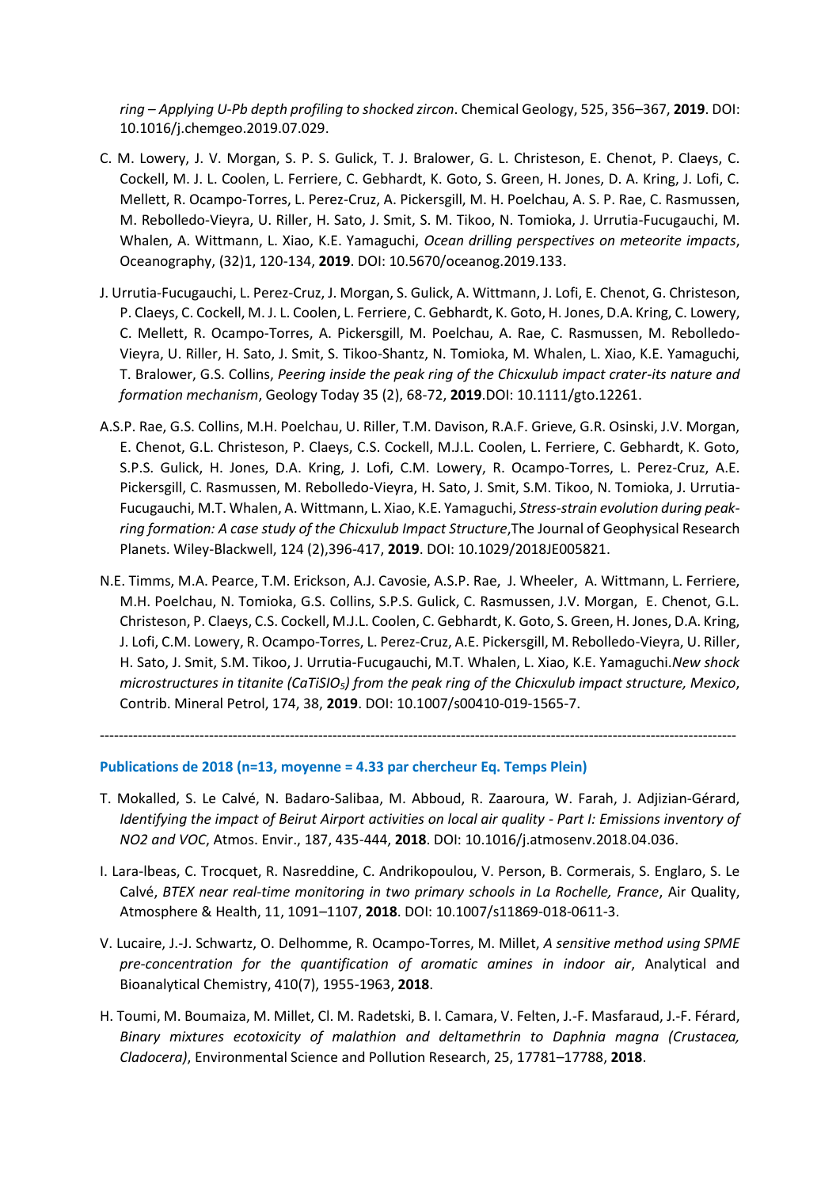*ring – Applying U-Pb depth profiling to shocked zircon*. Chemical Geology, 525, 356–367, **2019**. DOI: 10.1016/j.chemgeo.2019.07.029.

C. M. Lowery, J. V. Morgan, S. P. S. Gulick, T. J. Bralower, G. L. Christeson, E. Chenot, P. Claeys, C. Cockell, M. J. L. Coolen, L. Ferriere, C. Gebhardt, K. Goto, S. Green, H. Jones, D. A. Kring, J. Lofi, C. Mellett, R. Ocampo-Torres, L. Perez-Cruz, A. Pickersgill, M. H. Poelchau, A. S. P. Rae, C. Rasmussen, M. Rebolledo-Vieyra, U. Riller, H. Sato, J. Smit, S. M. Tikoo, N. Tomioka, J. Urrutia-Fucugauchi, M. Whalen, A. Wittmann, L. Xiao, K.E. Yamaguchi, *Ocean drilling perspectives on meteorite impacts*, Oceanography, (32)1, 120-134, **2019**. DOI: 10.5670/oceanog.2019.133.

J. Urrutia-Fucugauchi, L. Perez-Cruz, J. Morgan, S. Gulick, A. Wittmann, J. Lofi, E. Chenot, G. Christeson, P. Claeys, C. Cockell, M. J. L. Coolen, L. Ferriere, C. Gebhardt, K. Goto, H. Jones, D.A. Kring, C. Lowery, C. Mellett, R. Ocampo-Torres, A. Pickersgill, M. Poelchau, A. Rae, C. Rasmussen, M. Rebolledo-Vieyra, U. Riller, H. Sato, J. Smit, S. Tikoo-Shantz, N. Tomioka, M. Whalen, L. Xiao, K.E. Yamaguchi, T. Bralower, G.S. Collins, *Peering inside the peak ring of the Chicxulub impact crater-its nature and formation mechanism*, Geology Today 35 (2), 68-72, **2019**.DOI: 10.1111/gto.12261.

A.S.P. Rae, G.S. Collins, M.H. Poelchau, U. Riller, T.M. Davison, R.A.F. Grieve, G.R. Osinski, J.V. Morgan, E. Chenot, G.L. Christeson, P. Claeys, C.S. Cockell, M.J.L. Coolen, L. Ferriere, C. Gebhardt, K. Goto, S.P.S. Gulick, H. Jones, D.A. Kring, J. Lofi, C.M. Lowery, R. Ocampo-Torres, L. Perez-Cruz, A.E. Pickersgill, C. Rasmussen, M. Rebolledo-Vieyra, H. Sato, J. Smit, S.M. Tikoo, N. Tomioka, J. Urrutia-Fucugauchi, M.T. Whalen, A. Wittmann, L. Xiao, K.E. Yamaguchi, *Stress-strain evolution during peak-ring formation: A case study of the Chicxulub Impact Structure*,The Journal of Geophysical Research Planets. Wiley-Blackwell, 124 (2),396-417, **2019**. DOI: 10.1029/2018JE005821.

N.E. Timms, M.A. Pearce, T.M. Erickson, A.J. Cavosie, A.S.P. Rae, J. Wheeler, A. Wittmann, L. Ferriere, M.H. Poelchau, N. Tomioka, G.S. Collins, S.P.S. Gulick, C. Rasmussen, J.V. Morgan, E. Chenot, G.L. Christeson, P. Claeys, C.S. Cockell, M.J.L. Coolen, C. Gebhardt, K. Goto, S. Green, H. Jones, D.A. Kring, J. Lofi, C.M. Lowery, R. Ocampo-Torres, L. Perez-Cruz, A.E. Pickersgill, M. Rebolledo-Vieyra, U. Riller, H. Sato, J. Smit, S.M. Tikoo, J. Urrutia-Fucugauchi, M.T. Whalen, L. Xiao, K.E. Yamaguchi.*New shock microstructures in titanite ($CaTiSIO_5$) from the peak ring of the Chicxulub impact structure, Mexico*, Contrib. Mineral Petrol, 174, 38, **2019**. DOI: 10.1007/s00410-019-1565-7.

---

### Publications de 2018 (n=13, moyenne = 4.33 par chercheur Eq. Temps Plein)

T. Mokalled, S. Le Calvé, N. Badaro-Salibaa, M. Abboud, R. Zaaroura, W. Farah, J. Adjizian-Gérard, *Identifying the impact of Beirut Airport activities on local air quality - Part I: Emissions inventory of NO2 and VOC*, Atmos. Envir., 187, 435-444, **2018**. DOI: 10.1016/j.atmosenv.2018.04.036.

I. Lara-lbeas, C. Trocquet, R. Nasreddine, C. Andrikopoulou, V. Person, B. Cormerais, S. Englaro, S. Le Calvé, *BTEX near real-time monitoring in two primary schools in La Rochelle, France*, Air Quality, Atmosphere & Health, 11, 1091–1107, **2018**. DOI: 10.1007/s11869-018-0611-3.

V. Lucaire, J.-J. Schwartz, O. Delhomme, R. Ocampo-Torres, M. Millet, *A sensitive method using SPME pre-concentration for the quantification of aromatic amines in indoor air*, Analytical and Bioanalytical Chemistry, 410(7), 1955-1963, **2018**.

H. Toumi, M. Boumaiza, M. Millet, Cl. M. Radetski, B. I. Camara, V. Felten, J.-F. Masfaraud, J.-F. Férard, *Binary mixtures ecotoxicity of malathion and deltamethrin to Daphnia magna (Crustacea, Cladocera)*, Environmental Science and Pollution Research, 25, 17781–17788, **2018**.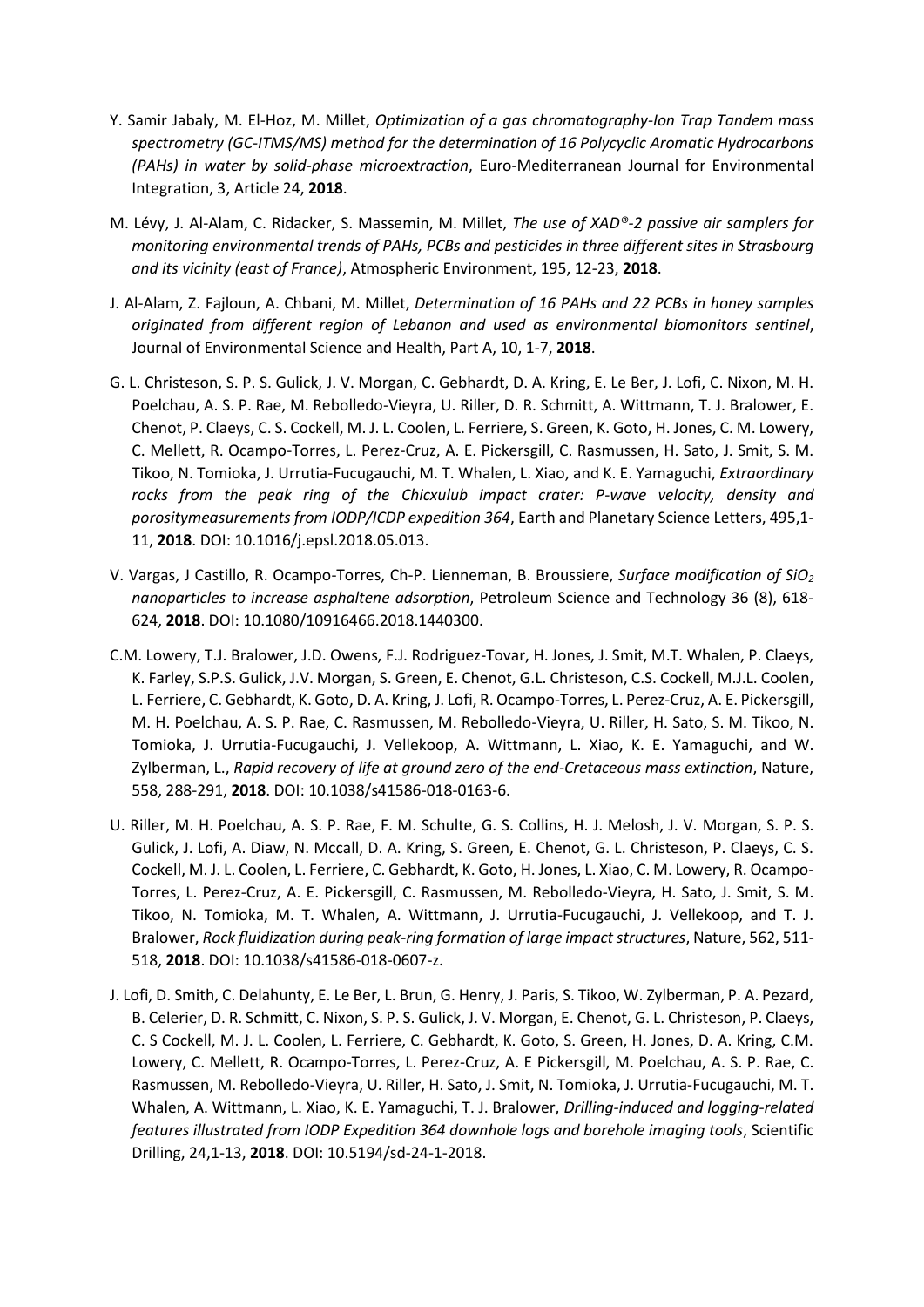Y. Samir Jabaly, M. El-Hoz, M. Millet, *Optimization of a gas chromatography-Ion Trap Tandem mass spectrometry (GC-ITMS/MS) method for the determination of 16 Polycyclic Aromatic Hydrocarbons (PAHs) in water by solid-phase microextraction*, Euro-Mediterranean Journal for Environmental Integration, 3, Article 24, **2018**.

M. Lévy, J. Al-Alam, C. Ridacker, S. Massemin, M. Millet, *The use of XAD®-2 passive air samplers for monitoring environmental trends of PAHs, PCBs and pesticides in three different sites in Strasbourg and its vicinity (east of France)*, Atmospheric Environment, 195, 12-23, **2018**.

J. Al-Alam, Z. Fajloun, A. Chbani, M. Millet, *Determination of 16 PAHs and 22 PCBs in honey samples originated from different region of Lebanon and used as environmental biomonitors sentinel*, Journal of Environmental Science and Health, Part A, 10, 1-7, **2018**.

G. L. Christeson, S. P. S. Gulick, J. V. Morgan, C. Gebhardt, D. A. Kring, E. Le Ber, J. Lofi, C. Nixon, M. H. Poelchau, A. S. P. Rae, M. Rebolledo-Vieyra, U. Riller, D. R. Schmitt, A. Wittmann, T. J. Bralower, E. Chenot, P. Claeys, C. S. Cockell, M. J. L. Coolen, L. Ferriere, S. Green, K. Goto, H. Jones, C. M. Lowery, C. Mellett, R. Ocampo-Torres, L. Perez-Cruz, A. E. Pickersgill, C. Rasmussen, H. Sato, J. Smit, S. M. Tikoo, N. Tomioka, J. Urrutia-Fucugauchi, M. T. Whalen, L. Xiao, and K. E. Yamaguchi, *Extraordinary rocks from the peak ring of the Chicxulub impact crater: P-wave velocity, density and porositymeasurements from IODP/ICDP expedition 364*, Earth and Planetary Science Letters, 495,1-11, **2018**. DOI: 10.1016/j.epsl.2018.05.013.

V. Vargas, J Castillo, R. Ocampo-Torres, Ch-P. Lienneman, B. Broussiere, *Surface modification of $SiO_2$ nanoparticles to increase asphaltene adsorption*, Petroleum Science and Technology 36 (8), 618-624, **2018**. DOI: 10.1080/10916466.2018.1440300.

C.M. Lowery, T.J. Bralower, J.D. Owens, F.J. Rodriguez-Tovar, H. Jones, J. Smit, M.T. Whalen, P. Claeys, K. Farley, S.P.S. Gulick, J.V. Morgan, S. Green, E. Chenot, G.L. Christeson, C.S. Cockell, M.J.L. Coolen, L. Ferriere, C. Gebhardt, K. Goto, D. A. Kring, J. Lofi, R. Ocampo-Torres, L. Perez-Cruz, A. E. Pickersgill, M. H. Poelchau, A. S. P. Rae, C. Rasmussen, M. Rebolledo-Vieyra, U. Riller, H. Sato, S. M. Tikoo, N. Tomioka, J. Urrutia-Fucugauchi, J. Vellekoop, A. Wittmann, L. Xiao, K. E. Yamaguchi, and W. Zylberman, L., *Rapid recovery of life at ground zero of the end-Cretaceous mass extinction*, Nature, 558, 288-291, **2018**. DOI: 10.1038/s41586-018-0163-6.

U. Riller, M. H. Poelchau, A. S. P. Rae, F. M. Schulte, G. S. Collins, H. J. Melosh, J. V. Morgan, S. P. S. Gulick, J. Lofi, A. Diaw, N. Mccall, D. A. Kring, S. Green, E. Chenot, G. L. Christeson, P. Claeys, C. S. Cockell, M. J. L. Coolen, L. Ferriere, C. Gebhardt, K. Goto, H. Jones, L. Xiao, C. M. Lowery, R. Ocampo-Torres, L. Perez-Cruz, A. E. Pickersgill, C. Rasmussen, M. Rebolledo-Vieyra, H. Sato, J. Smit, S. M. Tikoo, N. Tomioka, M. T. Whalen, A. Wittmann, J. Urrutia-Fucugauchi, J. Vellekoop, and T. J. Bralower, *Rock fluidization during peak-ring formation of large impact structures*, Nature, 562, 511-518, **2018**. DOI: 10.1038/s41586-018-0607-z.

J. Lofi, D. Smith, C. Delahunty, E. Le Ber, L. Brun, G. Henry, J. Paris, S. Tikoo, W. Zylberman, P. A. Pezard, B. Celerier, D. R. Schmitt, C. Nixon, S. P. S. Gulick, J. V. Morgan, E. Chenot, G. L. Christeson, P. Claeys, C. S Cockell, M. J. L. Coolen, L. Ferriere, C. Gebhardt, K. Goto, S. Green, H. Jones, D. A. Kring, C.M. Lowery, C. Mellett, R. Ocampo-Torres, L. Perez-Cruz, A. E Pickersgill, M. Poelchau, A. S. P. Rae, C. Rasmussen, M. Rebolledo-Vieyra, U. Riller, H. Sato, J. Smit, N. Tomioka, J. Urrutia-Fucugauchi, M. T. Whalen, A. Wittmann, L. Xiao, K. E. Yamaguchi, T. J. Bralower, *Drilling-induced and logging-related features illustrated from IODP Expedition 364 downhole logs and borehole imaging tools*, Scientific Drilling, 24,1-13, **2018**. DOI: 10.5194/sd-24-1-2018.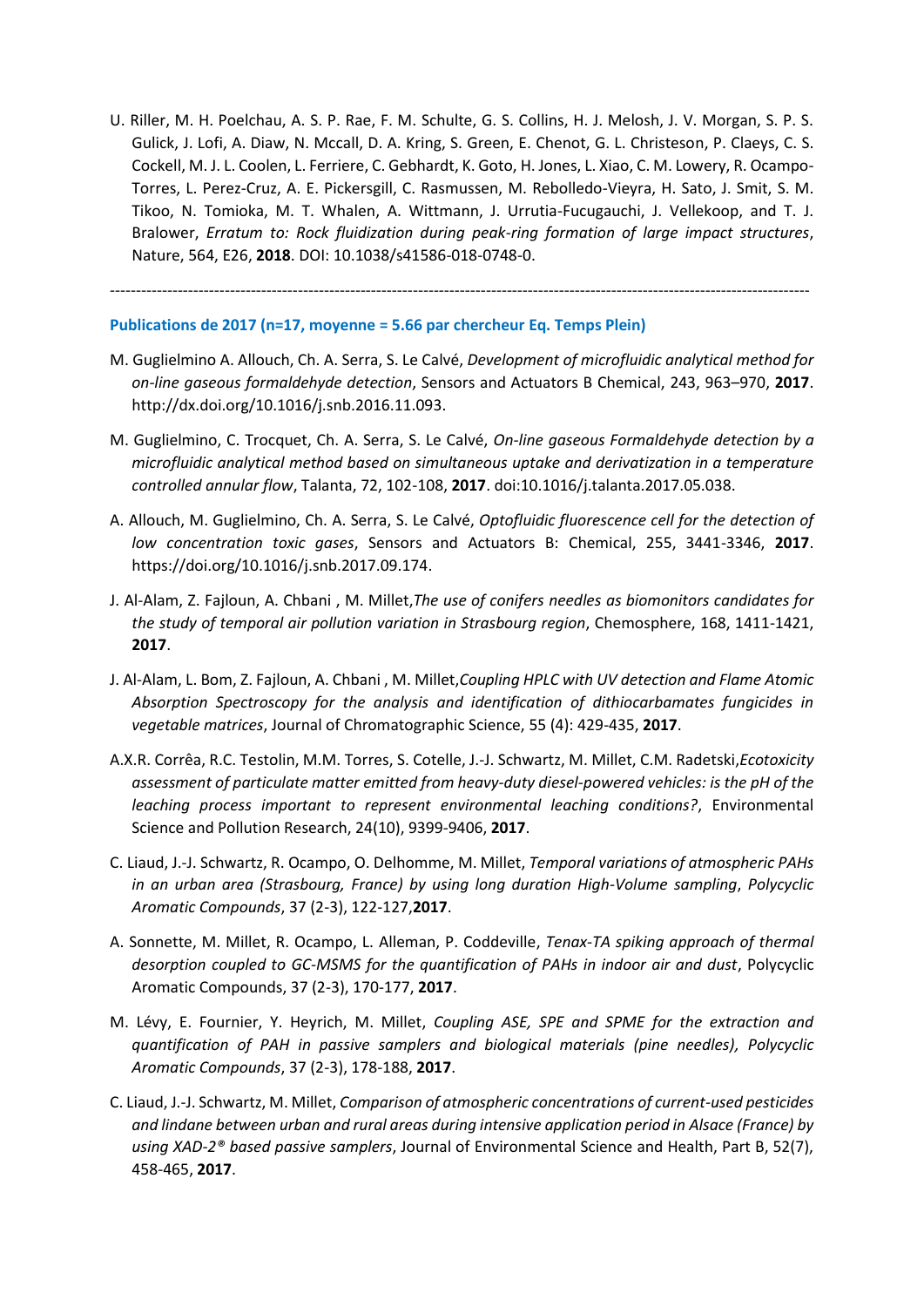U. Riller, M. H. Poelchau, A. S. P. Rae, F. M. Schulte, G. S. Collins, H. J. Melosh, J. V. Morgan, S. P. S. Gulick, J. Lofi, A. Diaw, N. Mccall, D. A. Kring, S. Green, E. Chenot, G. L. Christeson, P. Claeys, C. S. Cockell, M. J. L. Coolen, L. Ferriere, C. Gebhardt, K. Goto, H. Jones, L. Xiao, C. M. Lowery, R. Ocampo-Torres, L. Perez-Cruz, A. E. Pickersgill, C. Rasmussen, M. Rebolledo-Vieyra, H. Sato, J. Smit, S. M. Tikoo, N. Tomioka, M. T. Whalen, A. Wittmann, J. Urrutia-Fucugauchi, J. Vellekoop, and T. J. Bralower, *Erratum to: Rock fluidization during peak-ring formation of large impact structures*, Nature, 564, E26, **2018**. DOI: 10.1038/s41586-018-0748-0.

---

### Publications de 2017 (n=17, moyenne = 5.66 par chercheur Eq. Temps Plein)

M. Guglielmino A. Allouch, Ch. A. Serra, S. Le Calvé, *Development of microfluidic analytical method for on-line gaseous formaldehyde detection*, Sensors and Actuators B Chemical, 243, 963–970, **2017**. http://dx.doi.org/10.1016/j.snb.2016.11.093.

M. Guglielmino, C. Trocquet, Ch. A. Serra, S. Le Calvé, *On-line gaseous Formaldehyde detection by a microfluidic analytical method based on simultaneous uptake and derivatization in a temperature controlled annular flow*, Talanta, 72, 102-108, **2017**. doi:10.1016/j.talanta.2017.05.038.

A. Allouch, M. Guglielmino, Ch. A. Serra, S. Le Calvé, *Optofluidic fluorescence cell for the detection of low concentration toxic gases*, Sensors and Actuators B: Chemical, 255, 3441-3346, **2017**. https://doi.org/10.1016/j.snb.2017.09.174.

J. Al-Alam, Z. Fajloun, A. Chbani , M. Millet,*The use of conifers needles as biomonitors candidates for the study of temporal air pollution variation in Strasbourg region*, Chemosphere, 168, 1411-1421, **2017**.

J. Al-Alam, L. Bom, Z. Fajloun, A. Chbani , M. Millet,*Coupling HPLC with UV detection and Flame Atomic Absorption Spectroscopy for the analysis and identification of dithiocarbamates fungicides in vegetable matrices*, Journal of Chromatographic Science, 55 (4): 429-435, **2017**.

A.X.R. Corrêa, R.C. Testolin, M.M. Torres, S. Cotelle, J.-J. Schwartz, M. Millet, C.M. Radetski,*Ecotoxicity assessment of particulate matter emitted from heavy-duty diesel-powered vehicles: is the pH of the leaching process important to represent environmental leaching conditions?*, Environmental Science and Pollution Research, 24(10), 9399-9406, **2017**.

C. Liaud, J.-J. Schwartz, R. Ocampo, O. Delhomme, M. Millet, *Temporal variations of atmospheric PAHs in an urban area (Strasbourg, France) by using long duration High-Volume sampling*, *Polycyclic Aromatic Compounds*, 37 (2-3), 122-127,**2017**.

A. Sonnette, M. Millet, R. Ocampo, L. Alleman, P. Coddeville, *Tenax-TA spiking approach of thermal desorption coupled to GC-MSMS for the quantification of PAHs in indoor air and dust*, Polycyclic Aromatic Compounds, 37 (2-3), 170-177, **2017**.

M. Lévy, E. Fournier, Y. Heyrich, M. Millet, *Coupling ASE, SPE and SPME for the extraction and quantification of PAH in passive samplers and biological materials (pine needles), Polycyclic Aromatic Compounds*, 37 (2-3), 178-188, **2017**.

C. Liaud, J.-J. Schwartz, M. Millet, *Comparison of atmospheric concentrations of current-used pesticides and lindane between urban and rural areas during intensive application period in Alsace (France) by using XAD-2® based passive samplers*, Journal of Environmental Science and Health, Part B, 52(7), 458-465, **2017**.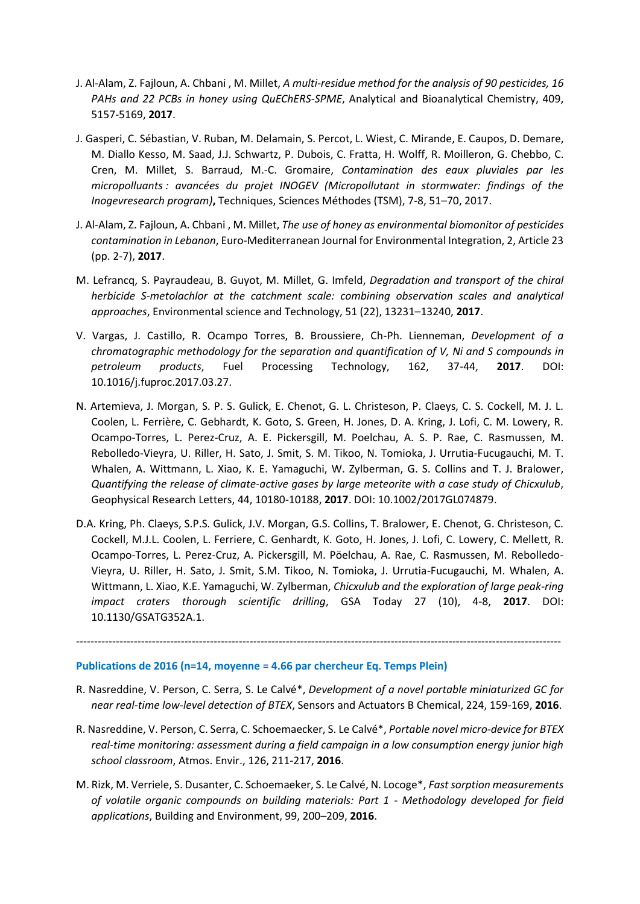J. Al-Alam, Z. Fajloun, A. Chbani , M. Millet, *A multi-residue method for the analysis of 90 pesticides, 16 PAHs and 22 PCBs in honey using QuEChERS-SPME*, Analytical and Bioanalytical Chemistry, 409, 5157-5169, **2017**.

J. Gasperi, C. Sébastian, V. Ruban, M. Delamain, S. Percot, L. Wiest, C. Mirande, E. Caupos, D. Demare, M. Diallo Kesso, M. Saad, J.J. Schwartz, P. Dubois, C. Fratta, H. Wolff, R. Moilleron, G. Chebbo, C. Cren, M. Millet, S. Barraud, M.-C. Gromaire, *Contamination des eaux pluviales par les micropolluants : avancées du projet INOGEV (Micropollutant in stormwater: findings of the Inogevresearch program)***,** Techniques, Sciences Méthodes (TSM), 7-8, 51–70, 2017.

J. Al-Alam, Z. Fajloun, A. Chbani , M. Millet, *The use of honey as environmental biomonitor of pesticides contamination in Lebanon*, Euro-Mediterranean Journal for Environmental Integration, 2, Article 23 (pp. 2-7), **2017**.

M. Lefrancq, S. Payraudeau, B. Guyot, M. Millet, G. Imfeld, *Degradation and transport of the chiral herbicide S-metolachlor at the catchment scale: combining observation scales and analytical approaches*, Environmental science and Technology, 51 (22), 13231–13240, **2017**.

V. Vargas, J. Castillo, R. Ocampo Torres, B. Broussiere, Ch-Ph. Lienneman, *Development of a chromatographic methodology for the separation and quantification of V, Ni and S compounds in petroleum products*, Fuel Processing Technology, 162, 37-44, **2017**. DOI: 10.1016/j.fuproc.2017.03.27.

N. Artemieva, J. Morgan, S. P. S. Gulick, E. Chenot, G. L. Christeson, P. Claeys, C. S. Cockell, M. J. L. Coolen, L. Ferrière, C. Gebhardt, K. Goto, S. Green, H. Jones, D. A. Kring, J. Lofi, C. M. Lowery, R. Ocampo-Torres, L. Perez-Cruz, A. E. Pickersgill, M. Poelchau, A. S. P. Rae, C. Rasmussen, M. Rebolledo-Vieyra, U. Riller, H. Sato, J. Smit, S. M. Tikoo, N. Tomioka, J. Urrutia-Fucugauchi, M. T. Whalen, A. Wittmann, L. Xiao, K. E. Yamaguchi, W. Zylberman, G. S. Collins and T. J. Bralower, *Quantifying the release of climate-active gases by large meteorite with a case study of Chicxulub*, Geophysical Research Letters, 44, 10180-10188, **2017**. DOI: 10.1002/2017GL074879.

D.A. Kring, Ph. Claeys, S.P.S. Gulick, J.V. Morgan, G.S. Collins, T. Bralower, E. Chenot, G. Christeson, C. Cockell, M.J.L. Coolen, L. Ferriere, C. Genhardt, K. Goto, H. Jones, J. Lofi, C. Lowery, C. Mellett, R. Ocampo-Torres, L. Perez-Cruz, A. Pickersgill, M. Pöelchau, A. Rae, C. Rasmussen, M. Rebolledo-Vieyra, U. Riller, H. Sato, J. Smit, S.M. Tikoo, N. Tomioka, J. Urrutia-Fucugauchi, M. Whalen, A. Wittmann, L. Xiao, K.E. Yamaguchi, W. Zylberman, *Chicxulub and the exploration of large peak-ring impact craters thorough scientific drilling*, GSA Today 27 (10), 4-8, **2017**. DOI: 10.1130/GSATG352A.1.

---

### Publications de 2016 (n=14, moyenne = 4.66 par chercheur Eq. Temps Plein)

R. Nasreddine, V. Person, C. Serra, S. Le Calvé*, *Development of a novel portable miniaturized GC for near real-time low-level detection of BTEX*, Sensors and Actuators B Chemical, 224, 159-169, **2016**.

R. Nasreddine, V. Person, C. Serra, C. Schoemaecker, S. Le Calvé*, *Portable novel micro-device for BTEX real-time monitoring: assessment during a field campaign in a low consumption energy junior high school classroom*, Atmos. Envir., 126, 211-217, **2016**.

M. Rizk, M. Verriele, S. Dusanter, C. Schoemaeker, S. Le Calvé, N. Locoge*, *Fast sorption measurements of volatile organic compounds on building materials: Part 1 - Methodology developed for field applications*, Building and Environment, 99, 200–209, **2016**.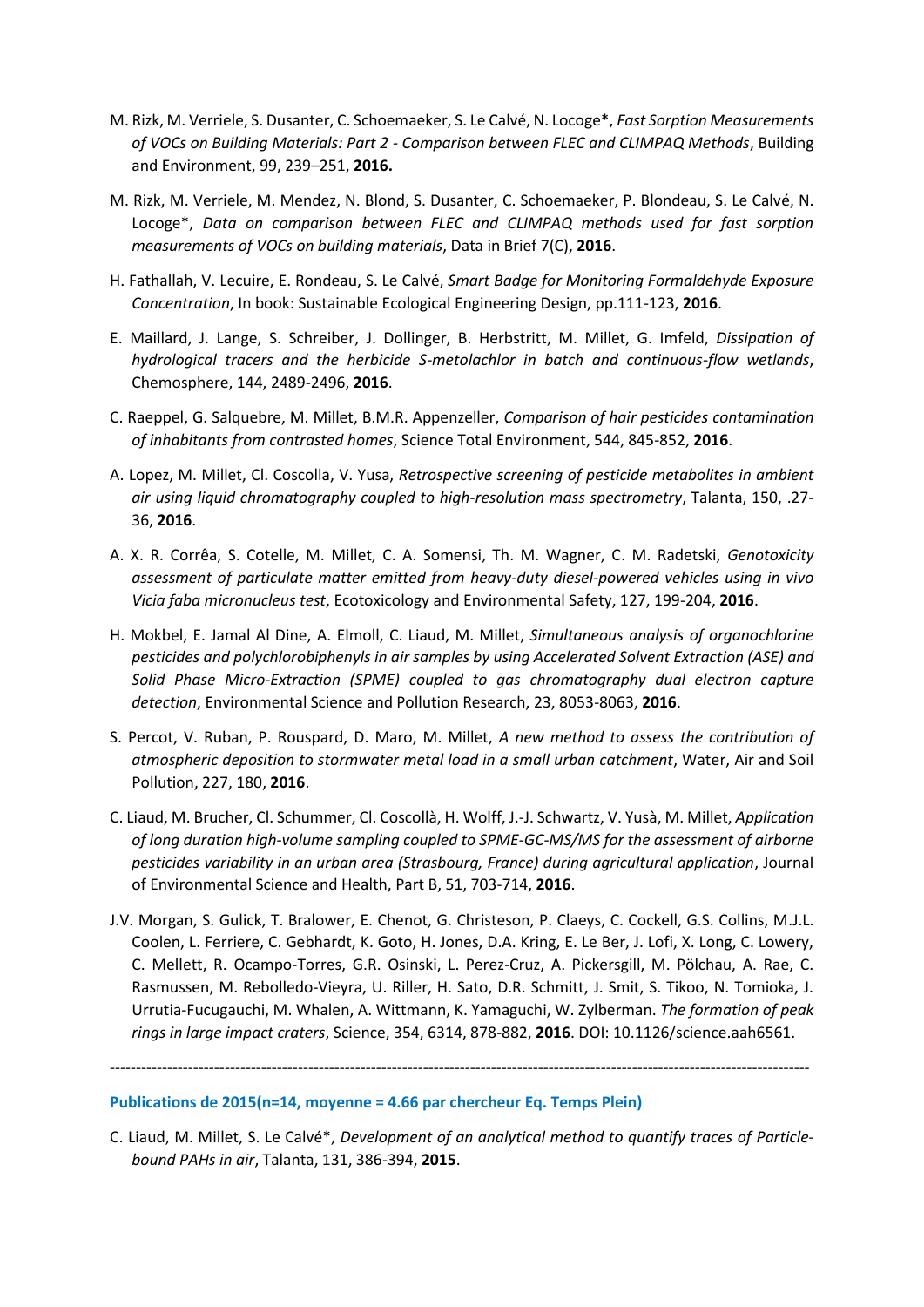M. Rizk, M. Verriele, S. Dusanter, C. Schoemaeker, S. Le Calvé, N. Locoge*, *Fast Sorption Measurements of VOCs on Building Materials: Part 2 - Comparison between FLEC and CLIMPAQ Methods*, Building and Environment, 99, 239–251, **2016.**

M. Rizk, M. Verriele, M. Mendez, N. Blond, S. Dusanter, C. Schoemaeker, P. Blondeau, S. Le Calvé, N. Locoge*, *Data on comparison between FLEC and CLIMPAQ methods used for fast sorption measurements of VOCs on building materials*, Data in Brief 7(C), **2016**.

H. Fathallah, V. Lecuire, E. Rondeau, S. Le Calvé, *Smart Badge for Monitoring Formaldehyde Exposure Concentration*, In book: Sustainable Ecological Engineering Design, pp.111-123, **2016**.

E. Maillard, J. Lange, S. Schreiber, J. Dollinger, B. Herbstritt, M. Millet, G. Imfeld, *Dissipation of hydrological tracers and the herbicide S-metolachlor in batch and continuous-flow wetlands*, Chemosphere, 144, 2489-2496, **2016**.

C. Raeppel, G. Salquebre, M. Millet, B.M.R. Appenzeller, *Comparison of hair pesticides contamination of inhabitants from contrasted homes*, Science Total Environment, 544, 845-852, **2016**.

A. Lopez, M. Millet, Cl. Coscolla, V. Yusa, *Retrospective screening of pesticide metabolites in ambient air using liquid chromatography coupled to high-resolution mass spectrometry*, Talanta, 150, .27-36, **2016**.

A. X. R. Corrêa, S. Cotelle, M. Millet, C. A. Somensi, Th. M. Wagner, C. M. Radetski, *Genotoxicity assessment of particulate matter emitted from heavy-duty diesel-powered vehicles using in vivo Vicia faba micronucleus test*, Ecotoxicology and Environmental Safety, 127, 199-204, **2016**.

H. Mokbel, E. Jamal Al Dine, A. Elmoll, C. Liaud, M. Millet, *Simultaneous analysis of organochlorine pesticides and polychlorobiphenyls in air samples by using Accelerated Solvent Extraction (ASE) and Solid Phase Micro-Extraction (SPME) coupled to gas chromatography dual electron capture detection*, Environmental Science and Pollution Research, 23, 8053-8063, **2016**.

S. Percot, V. Ruban, P. Rouspard, D. Maro, M. Millet, *A new method to assess the contribution of atmospheric deposition to stormwater metal load in a small urban catchment*, Water, Air and Soil Pollution, 227, 180, **2016**.

C. Liaud, M. Brucher, Cl. Schummer, Cl. Coscollà, H. Wolff, J.-J. Schwartz, V. Yusà, M. Millet, *Application of long duration high-volume sampling coupled to SPME-GC-MS/MS for the assessment of airborne pesticides variability in an urban area (Strasbourg, France) during agricultural application*, Journal of Environmental Science and Health, Part B, 51, 703-714, **2016**.

J.V. Morgan, S. Gulick, T. Bralower, E. Chenot, G. Christeson, P. Claeys, C. Cockell, G.S. Collins, M.J.L. Coolen, L. Ferriere, C. Gebhardt, K. Goto, H. Jones, D.A. Kring, E. Le Ber, J. Lofi, X. Long, C. Lowery, C. Mellett, R. Ocampo-Torres, G.R. Osinski, L. Perez-Cruz, A. Pickersgill, M. Pölchau, A. Rae, C. Rasmussen, M. Rebolledo-Vieyra, U. Riller, H. Sato, D.R. Schmitt, J. Smit, S. Tikoo, N. Tomioka, J. Urrutia-Fucugauchi, M. Whalen, A. Wittmann, K. Yamaguchi, W. Zylberman. *The formation of peak rings in large impact craters*, Science, 354, 6314, 878-882, **2016**. DOI: 10.1126/science.aah6561.

---

### Publications de 2015(n=14, moyenne = 4.66 par chercheur Eq. Temps Plein)

C. Liaud, M. Millet, S. Le Calvé*, *Development of an analytical method to quantify traces of Particle-bound PAHs in air*, Talanta, 131, 386-394, **2015**.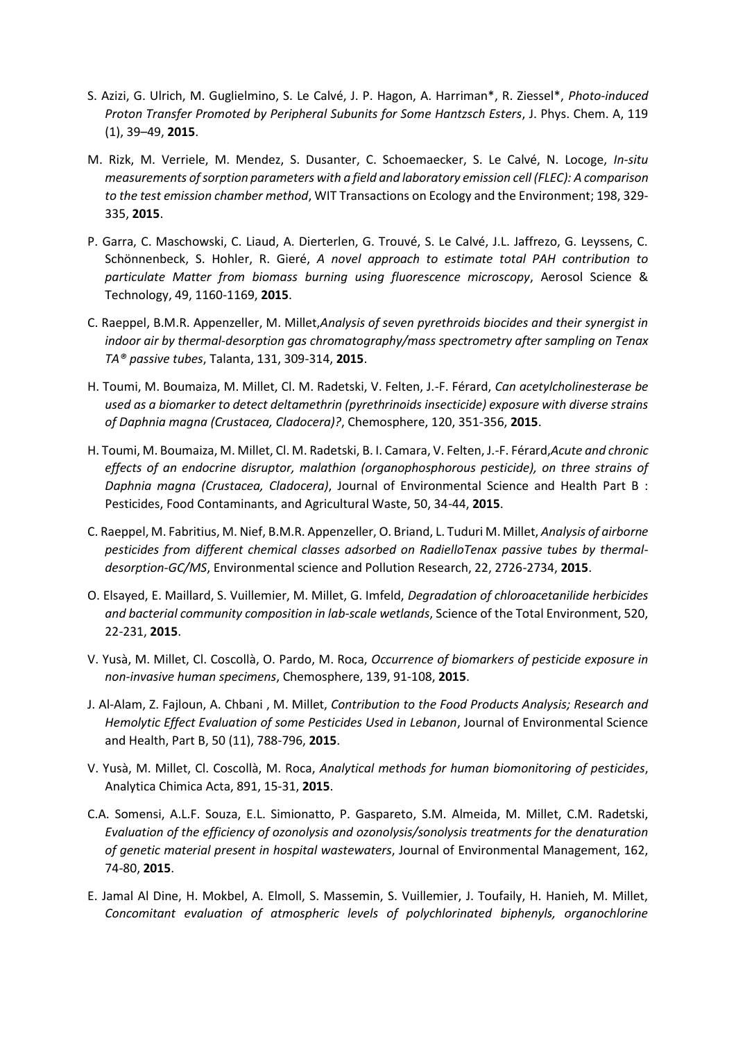S. Azizi, G. Ulrich, M. Guglielmino, S. Le Calvé, J. P. Hagon, A. Harriman*, R. Ziessel*, *Photo-induced Proton Transfer Promoted by Peripheral Subunits for Some Hantzsch Esters*, J. Phys. Chem. A, 119 (1), 39–49, **2015**.

M. Rizk, M. Verriele, M. Mendez, S. Dusanter, C. Schoemaecker, S. Le Calvé, N. Locoge, *In-situ measurements of sorption parameters with a field and laboratory emission cell (FLEC): A comparison to the test emission chamber method*, WIT Transactions on Ecology and the Environment; 198, 329-335, **2015**.

P. Garra, C. Maschowski, C. Liaud, A. Dierterlen, G. Trouvé, S. Le Calvé, J.L. Jaffrezo, G. Leyssens, C. Schönnenbeck, S. Hohler, R. Gieré, *A novel approach to estimate total PAH contribution to particulate Matter from biomass burning using fluorescence microscopy*, Aerosol Science & Technology, 49, 1160-1169, **2015**.

C. Raeppel, B.M.R. Appenzeller, M. Millet,*Analysis of seven pyrethroids biocides and their synergist in indoor air by thermal-desorption gas chromatography/mass spectrometry after sampling on Tenax TA® passive tubes*, Talanta, 131, 309-314, **2015**.

H. Toumi, M. Boumaiza, M. Millet, Cl. M. Radetski, V. Felten, J.-F. Férard, *Can acetylcholinesterase be used as a biomarker to detect deltamethrin (pyrethrinoids insecticide) exposure with diverse strains of Daphnia magna (Crustacea, Cladocera)?*, Chemosphere, 120, 351-356, **2015**.

H. Toumi, M. Boumaiza, M. Millet, Cl. M. Radetski, B. I. Camara, V. Felten, J.-F. Férard,*Acute and chronic effects of an endocrine disruptor, malathion (organophosphorous pesticide), on three strains of Daphnia magna (Crustacea, Cladocera)*, Journal of Environmental Science and Health Part B : Pesticides, Food Contaminants, and Agricultural Waste, 50, 34-44, **2015**.

C. Raeppel, M. Fabritius, M. Nief, B.M.R. Appenzeller, O. Briand, L. Tuduri M. Millet, *Analysis of airborne pesticides from different chemical classes adsorbed on RadielloTenax passive tubes by thermal-desorption-GC/MS*, Environmental science and Pollution Research, 22, 2726-2734, **2015**.

O. Elsayed, E. Maillard, S. Vuillemier, M. Millet, G. Imfeld, *Degradation of chloroacetanilide herbicides and bacterial community composition in lab-scale wetlands*, Science of the Total Environment, 520, 22-231, **2015**.

V. Yusà, M. Millet, Cl. Coscollà, O. Pardo, M. Roca, *Occurrence of biomarkers of pesticide exposure in non-invasive human specimens*, Chemosphere, 139, 91-108, **2015**.

J. Al-Alam, Z. Fajloun, A. Chbani , M. Millet, *Contribution to the Food Products Analysis; Research and Hemolytic Effect Evaluation of some Pesticides Used in Lebanon*, Journal of Environmental Science and Health, Part B, 50 (11), 788-796, **2015**.

V. Yusà, M. Millet, Cl. Coscollà, M. Roca, *Analytical methods for human biomonitoring of pesticides*, Analytica Chimica Acta, 891, 15-31, **2015**.

C.A. Somensi, A.L.F. Souza, E.L. Simionatto, P. Gaspareto, S.M. Almeida, M. Millet, C.M. Radetski, *Evaluation of the efficiency of ozonolysis and ozonolysis/sonolysis treatments for the denaturation of genetic material present in hospital wastewaters*, Journal of Environmental Management, 162, 74-80, **2015**.

E. Jamal Al Dine, H. Mokbel, A. Elmoll, S. Massemin, S. Vuillemier, J. Toufaily, H. Hanieh, M. Millet, *Concomitant evaluation of atmospheric levels of polychlorinated biphenyls, organochlorine*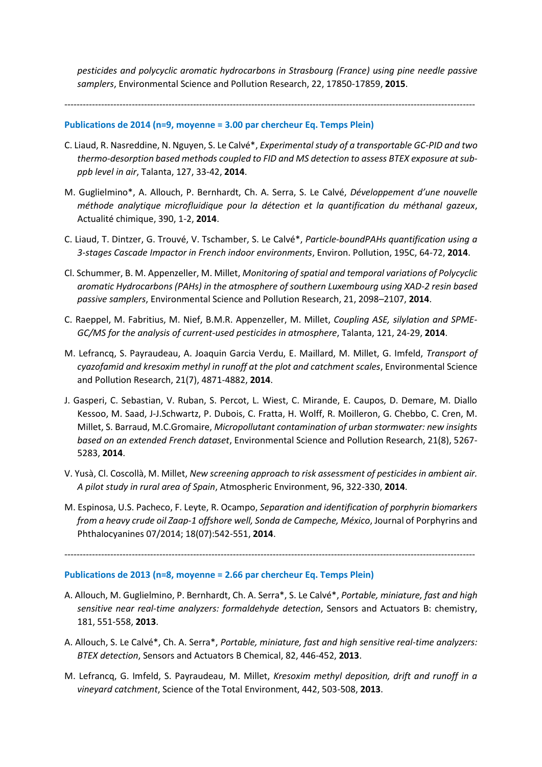*pesticides and polycyclic aromatic hydrocarbons in Strasbourg (France) using pine needle passive samplers*, Environmental Science and Pollution Research, 22, 17850-17859, **2015**.

---

**Publications de 2014 (n=9, moyenne = 3.00 par chercheur Eq. Temps Plein)**

C. Liaud, R. Nasreddine, N. Nguyen, S. Le Calvé*, *Experimental study of a transportable GC-PID and two thermo-desorption based methods coupled to FID and MS detection to assess BTEX exposure at sub-ppb level in air*, Talanta, 127, 33-42, **2014**.

M. Guglielmino*, A. Allouch, P. Bernhardt, Ch. A. Serra, S. Le Calvé, *Développement d'une nouvelle méthode analytique microfluidique pour la détection et la quantification du méthanal gazeux*, Actualité chimique, 390, 1-2, **2014**.

C. Liaud, T. Dintzer, G. Trouvé, V. Tschamber, S. Le Calvé*, *Particle-boundPAHs quantification using a 3-stages Cascade Impactor in French indoor environments*, Environ. Pollution, 195C, 64-72, **2014**.

Cl. Schummer, B. M. Appenzeller, M. Millet, *Monitoring of spatial and temporal variations of Polycyclic aromatic Hydrocarbons (PAHs) in the atmosphere of southern Luxembourg using XAD-2 resin based passive samplers*, Environmental Science and Pollution Research, 21, 2098–2107, **2014**.

C. Raeppel, M. Fabritius, M. Nief, B.M.R. Appenzeller, M. Millet, *Coupling ASE, silylation and SPME-GC/MS for the analysis of current-used pesticides in atmosphere*, Talanta, 121, 24-29, **2014**.

M. Lefrancq, S. Payraudeau, A. Joaquin Garcia Verdu, E. Maillard, M. Millet, G. Imfeld, *Transport of cyazofamid and kresoxim methyl in runoff at the plot and catchment scales*, Environmental Science and Pollution Research, 21(7), 4871-4882, **2014**.

J. Gasperi, C. Sebastian, V. Ruban, S. Percot, L. Wiest, C. Mirande, E. Caupos, D. Demare, M. Diallo Kessoo, M. Saad, J-J.Schwartz, P. Dubois, C. Fratta, H. Wolff, R. Moilleron, G. Chebbo, C. Cren, M. Millet, S. Barraud, M.C.Gromaire, *Micropollutant contamination of urban stormwater: new insights based on an extended French dataset*, Environmental Science and Pollution Research, 21(8), 5267-5283, **2014**.

V. Yusà, Cl. Coscollà, M. Millet, *New screening approach to risk assessment of pesticides in ambient air. A pilot study in rural area of Spain*, Atmospheric Environment, 96, 322-330, **2014**.

M. Espinosa, U.S. Pacheco, F. Leyte, R. Ocampo, *Separation and identification of porphyrin biomarkers from a heavy crude oil Zaap-1 offshore well, Sonda de Campeche, México*, Journal of Porphyrins and Phthalocyanines 07/2014; 18(07):542-551, **2014**.

---

**Publications de 2013 (n=8, moyenne = 2.66 par chercheur Eq. Temps Plein)**

A. Allouch, M. Guglielmino, P. Bernhardt, Ch. A. Serra*, S. Le Calvé*, *Portable, miniature, fast and high sensitive near real-time analyzers: formaldehyde detection*, Sensors and Actuators B: chemistry, 181, 551-558, **2013**.

A. Allouch, S. Le Calvé*, Ch. A. Serra*, *Portable, miniature, fast and high sensitive real-time analyzers: BTEX detection*, Sensors and Actuators B Chemical, 82, 446-452, **2013**.

M. Lefrancq, G. Imfeld, S. Payraudeau, M. Millet, *Kresoxim methyl deposition, drift and runoff in a vineyard catchment*, Science of the Total Environment, 442, 503-508, **2013**.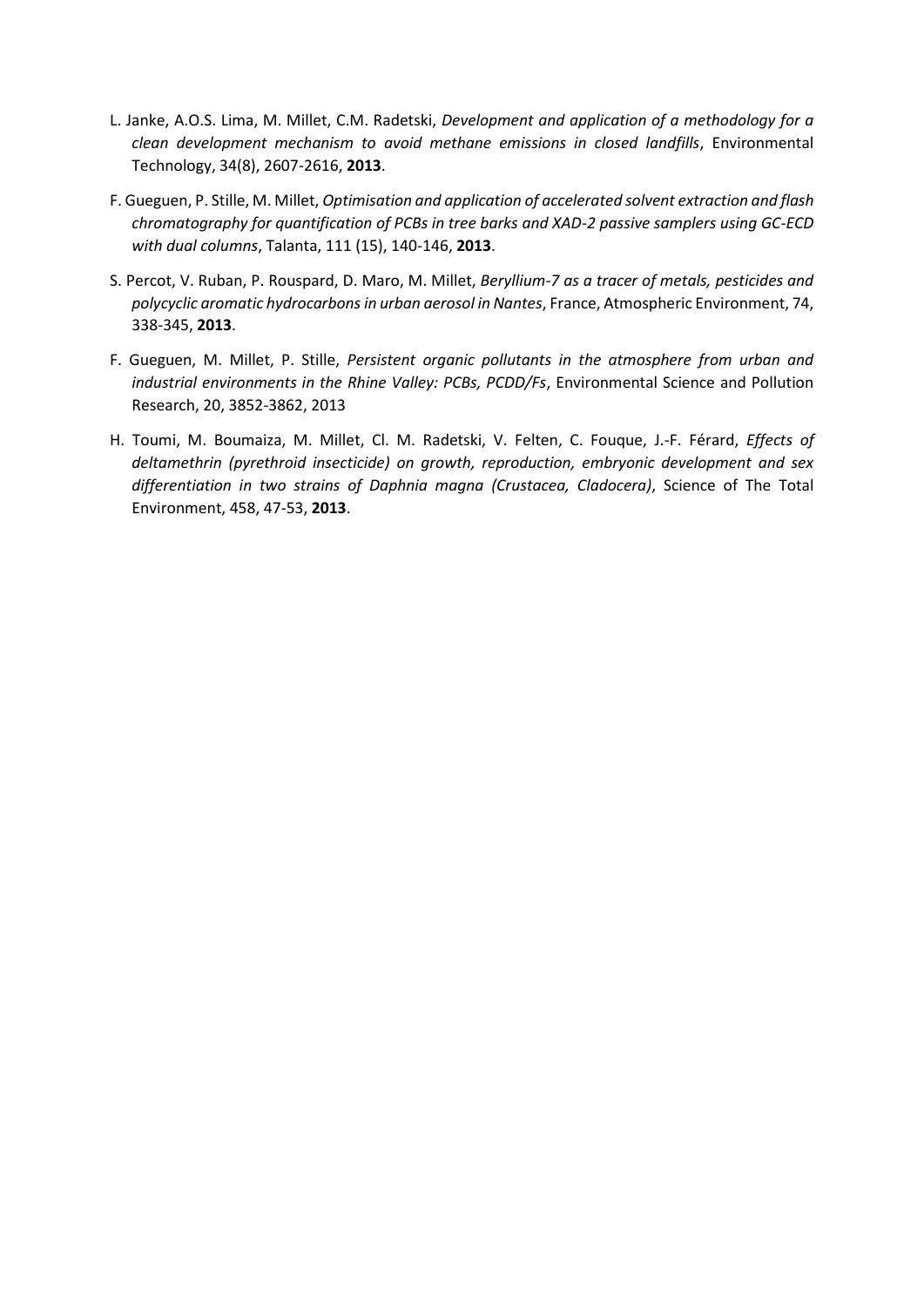- L. Janke, A.O.S. Lima, M. Millet, C.M. Radetski, *Development and application of a methodology for a clean development mechanism to avoid methane emissions in closed landfills*, Environmental Technology, 34(8), 2607-2616, **2013**.

- F. Gueguen, P. Stille, M. Millet, *Optimisation and application of accelerated solvent extraction and flash chromatography for quantification of PCBs in tree barks and XAD-2 passive samplers using GC-ECD with dual columns*, Talanta, 111 (15), 140-146, **2013**.

- S. Percot, V. Ruban, P. Rouspard, D. Maro, M. Millet, *Beryllium-7 as a tracer of metals, pesticides and polycyclic aromatic hydrocarbons in urban aerosol in Nantes*, France, Atmospheric Environment, 74, 338-345, **2013**.

- F. Gueguen, M. Millet, P. Stille, *Persistent organic pollutants in the atmosphere from urban and industrial environments in the Rhine Valley: PCBs, PCDD/Fs*, Environmental Science and Pollution Research, 20, 3852-3862, 2013

- H. Toumi, M. Boumaiza, M. Millet, Cl. M. Radetski, V. Felten, C. Fouque, J.-F. Férard, *Effects of deltamethrin (pyrethroid insecticide) on growth, reproduction, embryonic development and sex differentiation in two strains of Daphnia magna (Crustacea, Cladocera)*, Science of The Total Environment, 458, 47-53, **2013**.